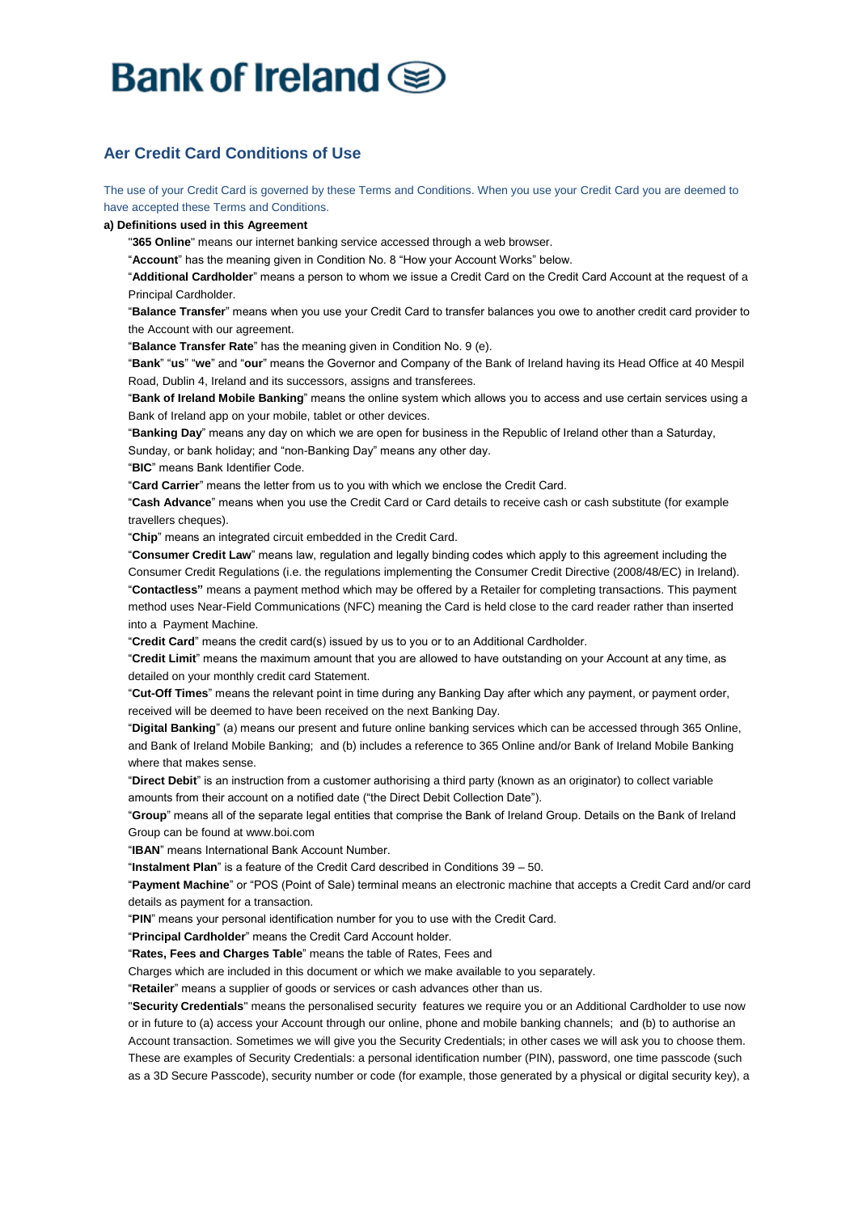# Bank of Ireland

## Aer Credit Card Conditions of Use

The use of your Credit Card is governed by these Terms and Conditions. When you use your Credit Card you are deemed to have accepted these Terms and Conditions.

**a) Definitions used in this Agreement**

"**365 Online**" means our internet banking service accessed through a web browser.

"**Account**" has the meaning given in Condition No. 8 "How your Account Works" below.

"**Additional Cardholder**" means a person to whom we issue a Credit Card on the Credit Card Account at the request of a Principal Cardholder.

"**Balance Transfer**" means when you use your Credit Card to transfer balances you owe to another credit card provider to the Account with our agreement.

"**Balance Transfer Rate**" has the meaning given in Condition No. 9 (e).

"**Bank**" "**us**" "**we**" and "**our**" means the Governor and Company of the Bank of Ireland having its Head Office at 40 Mespil Road, Dublin 4, Ireland and its successors, assigns and transferees.

"**Bank of Ireland Mobile Banking**" means the online system which allows you to access and use certain services using a Bank of Ireland app on your mobile, tablet or other devices.

"**Banking Day**" means any day on which we are open for business in the Republic of Ireland other than a Saturday, Sunday, or bank holiday; and "non-Banking Day" means any other day.

"**BIC**" means Bank Identifier Code.

"**Card Carrier**" means the letter from us to you with which we enclose the Credit Card.

"**Cash Advance**" means when you use the Credit Card or Card details to receive cash or cash substitute (for example travellers cheques).

"**Chip**" means an integrated circuit embedded in the Credit Card.

"**Consumer Credit Law**" means law, regulation and legally binding codes which apply to this agreement including the Consumer Credit Regulations (i.e. the regulations implementing the Consumer Credit Directive (2008/48/EC) in Ireland).

"**Contactless**" means a payment method which may be offered by a Retailer for completing transactions. This payment method uses Near-Field Communications (NFC) meaning the Card is held close to the card reader rather than inserted into a Payment Machine.

"**Credit Card**" means the credit card(s) issued by us to you or to an Additional Cardholder.

"**Credit Limit**" means the maximum amount that you are allowed to have outstanding on your Account at any time, as detailed on your monthly credit card Statement.

"**Cut-Off Times**" means the relevant point in time during any Banking Day after which any payment, or payment order, received will be deemed to have been received on the next Banking Day.

"**Digital Banking**" (a) means our present and future online banking services which can be accessed through 365 Online, and Bank of Ireland Mobile Banking; and (b) includes a reference to 365 Online and/or Bank of Ireland Mobile Banking where that makes sense.

"**Direct Debit**" is an instruction from a customer authorising a third party (known as an originator) to collect variable amounts from their account on a notified date ("the Direct Debit Collection Date").

"**Group**" means all of the separate legal entities that comprise the Bank of Ireland Group. Details on the Bank of Ireland Group can be found at www.boi.com

"**IBAN**" means International Bank Account Number.

"**Instalment Plan**" is a feature of the Credit Card described in Conditions 39 – 50.

"**Payment Machine**" or "POS (Point of Sale) terminal means an electronic machine that accepts a Credit Card and/or card details as payment for a transaction.

"**PIN**" means your personal identification number for you to use with the Credit Card.

"**Principal Cardholder**" means the Credit Card Account holder.

"**Rates, Fees and Charges Table**" means the table of Rates, Fees and Charges which are included in this document or which we make available to you separately.

"**Retailer**" means a supplier of goods or services or cash advances other than us.

"**Security Credentials**" means the personalised security features we require you or an Additional Cardholder to use now or in future to (a) access your Account through our online, phone and mobile banking channels; and (b) to authorise an Account transaction. Sometimes we will give you the Security Credentials; in other cases we will ask you to choose them. These are examples of Security Credentials: a personal identification number (PIN), password, one time passcode (such as a 3D Secure Passcode), security number or code (for example, those generated by a physical or digital security key), a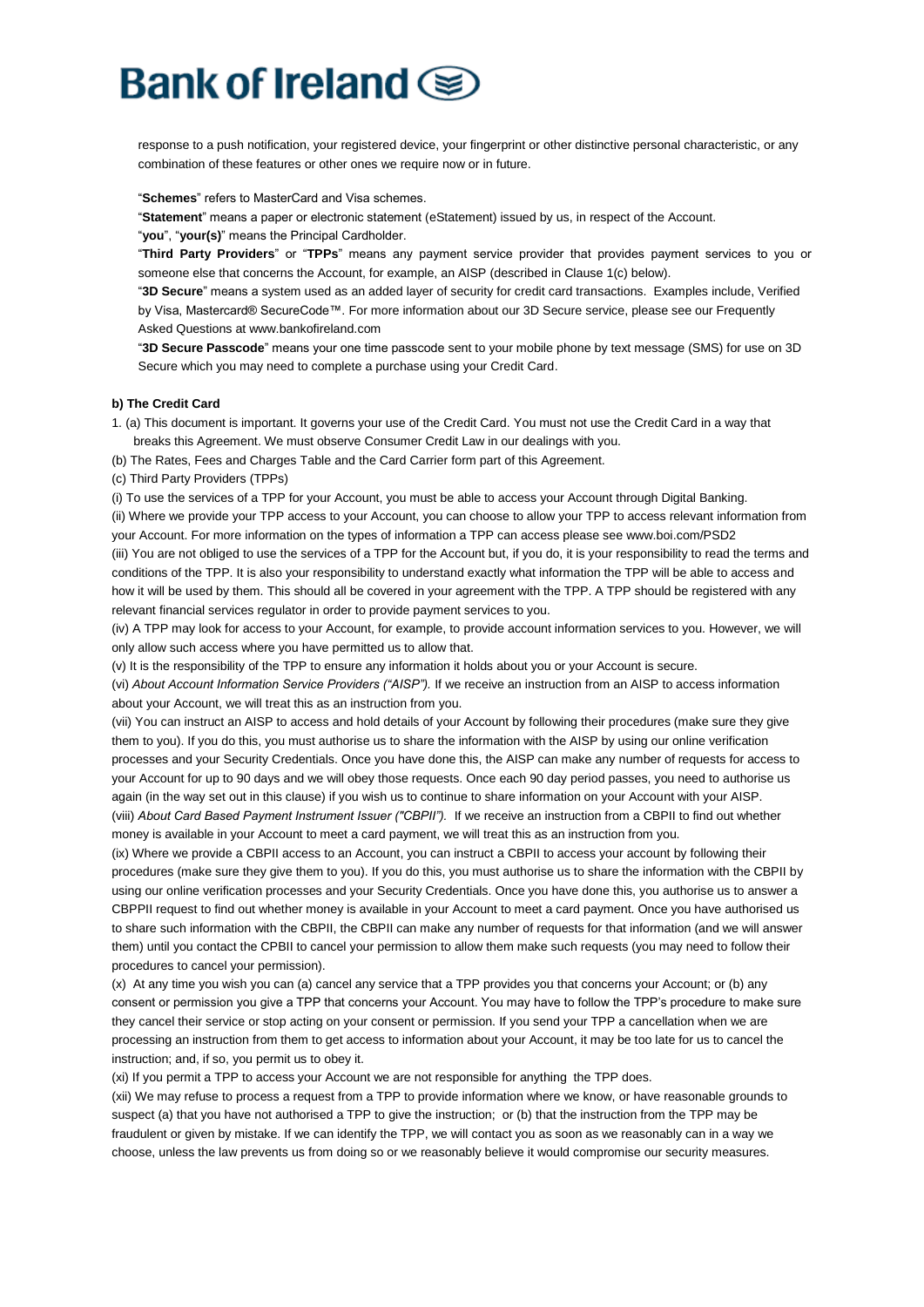response to a push notification, your registered device, your fingerprint or other distinctive personal characteristic, or any combination of these features or other ones we require now or in future.

"**Schemes**" refers to MasterCard and Visa schemes.

"**Statement**" means a paper or electronic statement (eStatement) issued by us, in respect of the Account.

"**you**", "**your(s)**" means the Principal Cardholder.

"**Third Party Providers**" or "**TPPs**" means any payment service provider that provides payment services to you or someone else that concerns the Account, for example, an AISP (described in Clause 1(c) below).

"**3D Secure**" means a system used as an added layer of security for credit card transactions. Examples include, Verified by Visa, Mastercard® SecureCode™. For more information about our 3D Secure service, please see our Frequently Asked Questions at www.bankofireland.com

"**3D Secure Passcode**" means your one time passcode sent to your mobile phone by text message (SMS) for use on 3D Secure which you may need to complete a purchase using your Credit Card.

**b) The Credit Card**

1. (a) This document is important. It governs your use of the Credit Card. You must not use the Credit Card in a way that breaks this Agreement. We must observe Consumer Credit Law in our dealings with you.

(b) The Rates, Fees and Charges Table and the Card Carrier form part of this Agreement.

(c) Third Party Providers (TPPs)

(i) To use the services of a TPP for your Account, you must be able to access your Account through Digital Banking.

(ii) Where we provide your TPP access to your Account, you can choose to allow your TPP to access relevant information from your Account. For more information on the types of information a TPP can access please see www.boi.com/PSD2

(iii) You are not obliged to use the services of a TPP for the Account but, if you do, it is your responsibility to read the terms and conditions of the TPP. It is also your responsibility to understand exactly what information the TPP will be able to access and how it will be used by them. This should all be covered in your agreement with the TPP. A TPP should be registered with any relevant financial services regulator in order to provide payment services to you.

(iv) A TPP may look for access to your Account, for example, to provide account information services to you. However, we will only allow such access where you have permitted us to allow that.

(v) It is the responsibility of the TPP to ensure any information it holds about you or your Account is secure.

(vi) *About Account Information Service Providers ("AISP").* If we receive an instruction from an AISP to access information about your Account, we will treat this as an instruction from you.

(vii) You can instruct an AISP to access and hold details of your Account by following their procedures (make sure they give them to you). If you do this, you must authorise us to share the information with the AISP by using our online verification processes and your Security Credentials. Once you have done this, the AISP can make any number of requests for access to your Account for up to 90 days and we will obey those requests. Once each 90 day period passes, you need to authorise us again (in the way set out in this clause) if you wish us to continue to share information on your Account with your AISP.

(viii) *About Card Based Payment Instrument Issuer ("CBPII").* If we receive an instruction from a CBPII to find out whether money is available in your Account to meet a card payment, we will treat this as an instruction from you.

(ix) Where we provide a CBPII access to an Account, you can instruct a CBPII to access your account by following their procedures (make sure they give them to you). If you do this, you must authorise us to share the information with the CBPII by using our online verification processes and your Security Credentials. Once you have done this, you authorise us to answer a CBPPII request to find out whether money is available in your Account to meet a card payment. Once you have authorised us to share such information with the CBPII, the CBPII can make any number of requests for that information (and we will answer them) until you contact the CPBII to cancel your permission to allow them make such requests (you may need to follow their procedures to cancel your permission).

(x) At any time you wish you can (a) cancel any service that a TPP provides you that concerns your Account; or (b) any consent or permission you give a TPP that concerns your Account. You may have to follow the TPP's procedure to make sure they cancel their service or stop acting on your consent or permission. If you send your TPP a cancellation when we are processing an instruction from them to get access to information about your Account, it may be too late for us to cancel the instruction; and, if so, you permit us to obey it.

(xi) If you permit a TPP to access your Account we are not responsible for anything the TPP does.

(xii) We may refuse to process a request from a TPP to provide information where we know, or have reasonable grounds to suspect (a) that you have not authorised a TPP to give the instruction; or (b) that the instruction from the TPP may be fraudulent or given by mistake. If we can identify the TPP, we will contact you as soon as we reasonably can in a way we choose, unless the law prevents us from doing so or we reasonably believe it would compromise our security measures.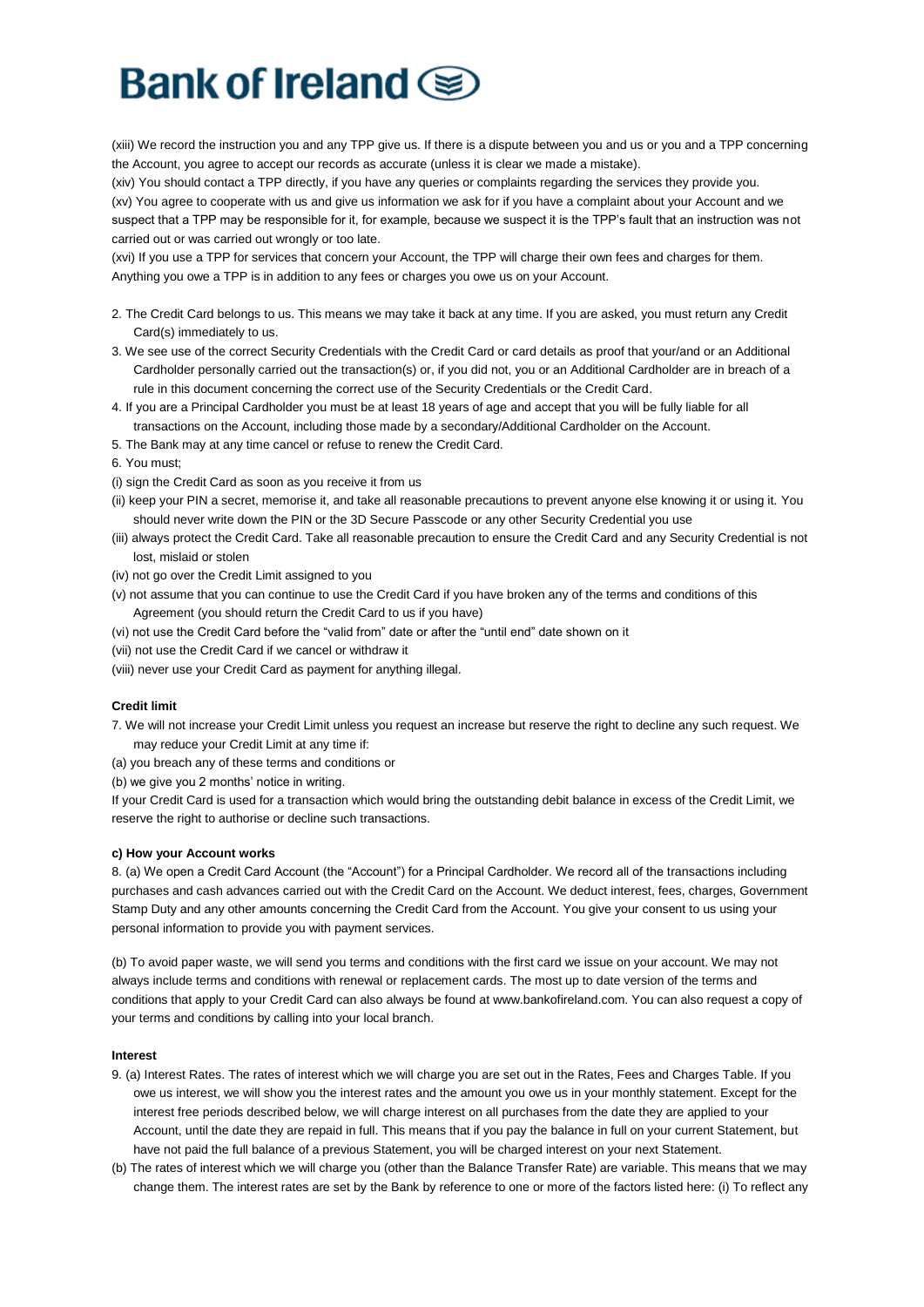(xiii) We record the instruction you and any TPP give us. If there is a dispute between you and us or you and a TPP concerning the Account, you agree to accept our records as accurate (unless it is clear we made a mistake).

(xiv) You should contact a TPP directly, if you have any queries or complaints regarding the services they provide you.

(xv) You agree to cooperate with us and give us information we ask for if you have a complaint about your Account and we suspect that a TPP may be responsible for it, for example, because we suspect it is the TPP's fault that an instruction was not carried out or was carried out wrongly or too late.

(xvi) If you use a TPP for services that concern your Account, the TPP will charge their own fees and charges for them. Anything you owe a TPP is in addition to any fees or charges you owe us on your Account.

2. The Credit Card belongs to us. This means we may take it back at any time. If you are asked, you must return any Credit Card(s) immediately to us.
3. We see use of the correct Security Credentials with the Credit Card or card details as proof that your/and or an Additional Cardholder personally carried out the transaction(s) or, if you did not, you or an Additional Cardholder are in breach of a rule in this document concerning the correct use of the Security Credentials or the Credit Card.
4. If you are a Principal Cardholder you must be at least 18 years of age and accept that you will be fully liable for all transactions on the Account, including those made by a secondary/Additional Cardholder on the Account.
5. The Bank may at any time cancel or refuse to renew the Credit Card.
6. You must;

(i) sign the Credit Card as soon as you receive it from us

(ii) keep your PIN a secret, memorise it, and take all reasonable precautions to prevent anyone else knowing it or using it. You should never write down the PIN or the 3D Secure Passcode or any other Security Credential you use

(iii) always protect the Credit Card. Take all reasonable precaution to ensure the Credit Card and any Security Credential is not lost, mislaid or stolen

(iv) not go over the Credit Limit assigned to you

(v) not assume that you can continue to use the Credit Card if you have broken any of the terms and conditions of this Agreement (you should return the Credit Card to us if you have)

(vi) not use the Credit Card before the "valid from" date or after the "until end" date shown on it

(vii) not use the Credit Card if we cancel or withdraw it

(viii) never use your Credit Card as payment for anything illegal.

**Credit limit**

7. We will not increase your Credit Limit unless you request an increase but reserve the right to decline any such request. We may reduce your Credit Limit at any time if:

(a) you breach any of these terms and conditions or

(b) we give you 2 months' notice in writing.

If your Credit Card is used for a transaction which would bring the outstanding debit balance in excess of the Credit Limit, we reserve the right to authorise or decline such transactions.

**c) How your Account works**

8. (a) We open a Credit Card Account (the "Account") for a Principal Cardholder. We record all of the transactions including purchases and cash advances carried out with the Credit Card on the Account. We deduct interest, fees, charges, Government Stamp Duty and any other amounts concerning the Credit Card from the Account. You give your consent to us using your personal information to provide you with payment services.

(b) To avoid paper waste, we will send you terms and conditions with the first card we issue on your account. We may not always include terms and conditions with renewal or replacement cards. The most up to date version of the terms and conditions that apply to your Credit Card can also always be found at www.bankofireland.com. You can also request a copy of your terms and conditions by calling into your local branch.

**Interest**

9. (a) Interest Rates. The rates of interest which we will charge you are set out in the Rates, Fees and Charges Table. If you owe us interest, we will show you the interest rates and the amount you owe us in your monthly statement. Except for the interest free periods described below, we will charge interest on all purchases from the date they are applied to your Account, until the date they are repaid in full. This means that if you pay the balance in full on your current Statement, but have not paid the full balance of a previous Statement, you will be charged interest on your next Statement.

(b) The rates of interest which we will charge you (other than the Balance Transfer Rate) are variable. This means that we may change them. The interest rates are set by the Bank by reference to one or more of the factors listed here: (i) To reflect any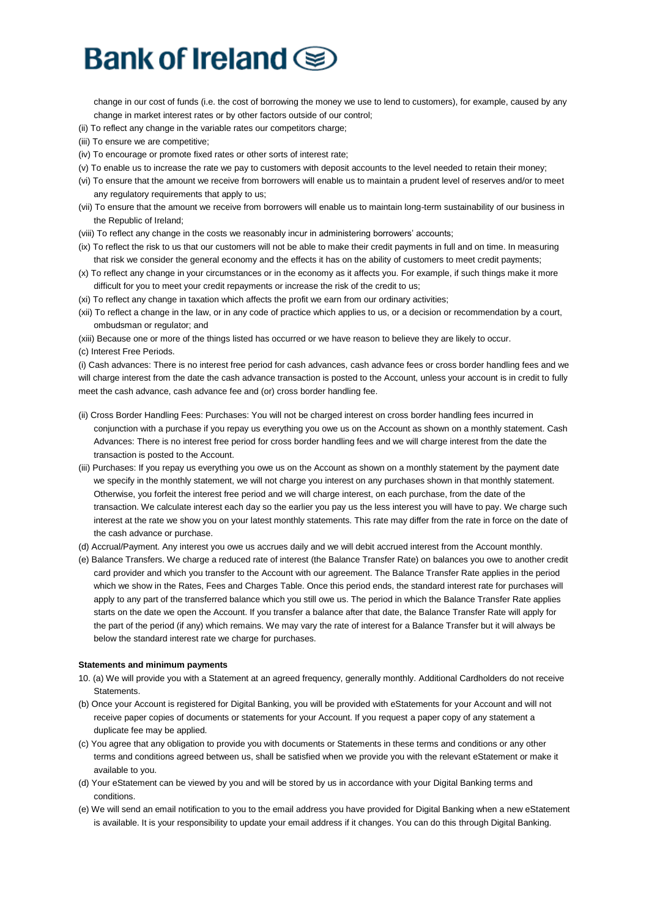change in our cost of funds (i.e. the cost of borrowing the money we use to lend to customers), for example, caused by any change in market interest rates or by other factors outside of our control;

(ii) To reflect any change in the variable rates our competitors charge;

(iii) To ensure we are competitive;

(iv) To encourage or promote fixed rates or other sorts of interest rate;

(v) To enable us to increase the rate we pay to customers with deposit accounts to the level needed to retain their money;

(vi) To ensure that the amount we receive from borrowers will enable us to maintain a prudent level of reserves and/or to meet any regulatory requirements that apply to us;

(vii) To ensure that the amount we receive from borrowers will enable us to maintain long-term sustainability of our business in the Republic of Ireland;

(viii) To reflect any change in the costs we reasonably incur in administering borrowers' accounts;

(ix) To reflect the risk to us that our customers will not be able to make their credit payments in full and on time. In measuring that risk we consider the general economy and the effects it has on the ability of customers to meet credit payments;

(x) To reflect any change in your circumstances or in the economy as it affects you. For example, if such things make it more difficult for you to meet your credit repayments or increase the risk of the credit to us;

(xi) To reflect any change in taxation which affects the profit we earn from our ordinary activities;

(xii) To reflect a change in the law, or in any code of practice which applies to us, or a decision or recommendation by a court, ombudsman or regulator; and

(xiii) Because one or more of the things listed has occurred or we have reason to believe they are likely to occur.

(c) Interest Free Periods.

(i) Cash advances: There is no interest free period for cash advances, cash advance fees or cross border handling fees and we will charge interest from the date the cash advance transaction is posted to the Account, unless your account is in credit to fully meet the cash advance, cash advance fee and (or) cross border handling fee.

(ii) Cross Border Handling Fees: Purchases: You will not be charged interest on cross border handling fees incurred in conjunction with a purchase if you repay us everything you owe us on the Account as shown on a monthly statement. Cash Advances: There is no interest free period for cross border handling fees and we will charge interest from the date the transaction is posted to the Account.

(iii) Purchases: If you repay us everything you owe us on the Account as shown on a monthly statement by the payment date we specify in the monthly statement, we will not charge you interest on any purchases shown in that monthly statement. Otherwise, you forfeit the interest free period and we will charge interest, on each purchase, from the date of the transaction. We calculate interest each day so the earlier you pay us the less interest you will have to pay. We charge such interest at the rate we show you on your latest monthly statements. This rate may differ from the rate in force on the date of the cash advance or purchase.

(d) Accrual/Payment. Any interest you owe us accrues daily and we will debit accrued interest from the Account monthly.

(e) Balance Transfers. We charge a reduced rate of interest (the Balance Transfer Rate) on balances you owe to another credit card provider and which you transfer to the Account with our agreement. The Balance Transfer Rate applies in the period which we show in the Rates, Fees and Charges Table. Once this period ends, the standard interest rate for purchases will apply to any part of the transferred balance which you still owe us. The period in which the Balance Transfer Rate applies starts on the date we open the Account. If you transfer a balance after that date, the Balance Transfer Rate will apply for the part of the period (if any) which remains. We may vary the rate of interest for a Balance Transfer but it will always be below the standard interest rate we charge for purchases.

**Statements and minimum payments**

10. (a) We will provide you with a Statement at an agreed frequency, generally monthly. Additional Cardholders do not receive Statements.

(b) Once your Account is registered for Digital Banking, you will be provided with eStatements for your Account and will not receive paper copies of documents or statements for your Account. If you request a paper copy of any statement a duplicate fee may be applied.

(c) You agree that any obligation to provide you with documents or Statements in these terms and conditions or any other terms and conditions agreed between us, shall be satisfied when we provide you with the relevant eStatement or make it available to you.

(d) Your eStatement can be viewed by you and will be stored by us in accordance with your Digital Banking terms and conditions.

(e) We will send an email notification to you to the email address you have provided for Digital Banking when a new eStatement is available. It is your responsibility to update your email address if it changes. You can do this through Digital Banking.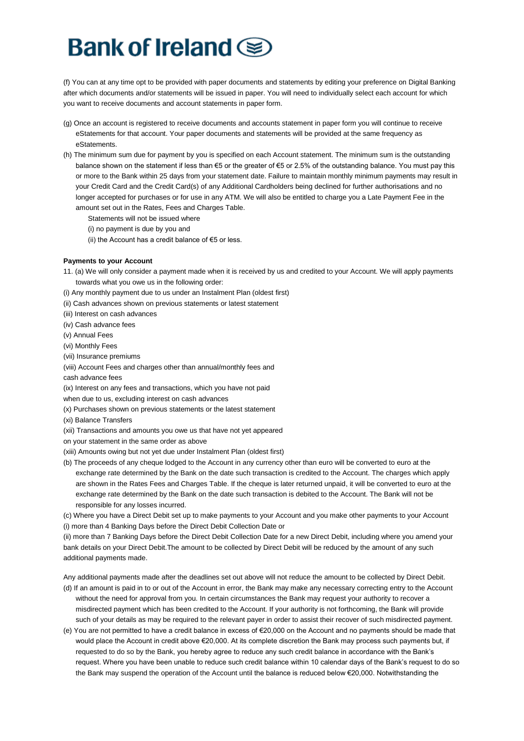# Bank of Ireland

(f) You can at any time opt to be provided with paper documents and statements by editing your preference on Digital Banking after which documents and/or statements will be issued in paper. You will need to individually select each account for which you want to receive documents and account statements in paper form.

(g) Once an account is registered to receive documents and accounts statement in paper form you will continue to receive eStatements for that account. Your paper documents and statements will be provided at the same frequency as eStatements.

(h) The minimum sum due for payment by you is specified on each Account statement. The minimum sum is the outstanding balance shown on the statement if less than €5 or the greater of €5 or 2.5% of the outstanding balance. You must pay this or more to the Bank within 25 days from your statement date. Failure to maintain monthly minimum payments may result in your Credit Card and the Credit Card(s) of any Additional Cardholders being declined for further authorisations and no longer accepted for purchases or for use in any ATM. We will also be entitled to charge you a Late Payment Fee in the amount set out in the Rates, Fees and Charges Table.

Statements will not be issued where

(i) no payment is due by you and

(ii) the Account has a credit balance of €5 or less.

**Payments to your Account**

11. (a) We will only consider a payment made when it is received by us and credited to your Account. We will apply payments towards what you owe us in the following order:

(i) Any monthly payment due to us under an Instalment Plan (oldest first)

(ii) Cash advances shown on previous statements or latest statement

(iii) Interest on cash advances

(iv) Cash advance fees

(v) Annual Fees

(vi) Monthly Fees

(vii) Insurance premiums

(viii) Account Fees and charges other than annual/monthly fees and cash advance fees

(ix) Interest on any fees and transactions, which you have not paid when due to us, excluding interest on cash advances

(x) Purchases shown on previous statements or the latest statement

(xi) Balance Transfers

(xii) Transactions and amounts you owe us that have not yet appeared on your statement in the same order as above

(xiii) Amounts owing but not yet due under Instalment Plan (oldest first)

(b) The proceeds of any cheque lodged to the Account in any currency other than euro will be converted to euro at the exchange rate determined by the Bank on the date such transaction is credited to the Account. The charges which apply are shown in the Rates Fees and Charges Table. If the cheque is later returned unpaid, it will be converted to euro at the exchange rate determined by the Bank on the date such transaction is debited to the Account. The Bank will not be responsible for any losses incurred.

(c) Where you have a Direct Debit set up to make payments to your Account and you make other payments to your Account

(i) more than 4 Banking Days before the Direct Debit Collection Date or

(ii) more than 7 Banking Days before the Direct Debit Collection Date for a new Direct Debit, including where you amend your bank details on your Direct Debit.The amount to be collected by Direct Debit will be reduced by the amount of any such additional payments made.

Any additional payments made after the deadlines set out above will not reduce the amount to be collected by Direct Debit.

(d) If an amount is paid in to or out of the Account in error, the Bank may make any necessary correcting entry to the Account without the need for approval from you. In certain circumstances the Bank may request your authority to recover a misdirected payment which has been credited to the Account. If your authority is not forthcoming, the Bank will provide such of your details as may be required to the relevant payer in order to assist their recover of such misdirected payment.

(e) You are not permitted to have a credit balance in excess of €20,000 on the Account and no payments should be made that would place the Account in credit above €20,000. At its complete discretion the Bank may process such payments but, if requested to do so by the Bank, you hereby agree to reduce any such credit balance in accordance with the Bank's request. Where you have been unable to reduce such credit balance within 10 calendar days of the Bank's request to do so the Bank may suspend the operation of the Account until the balance is reduced below €20,000. Notwithstanding the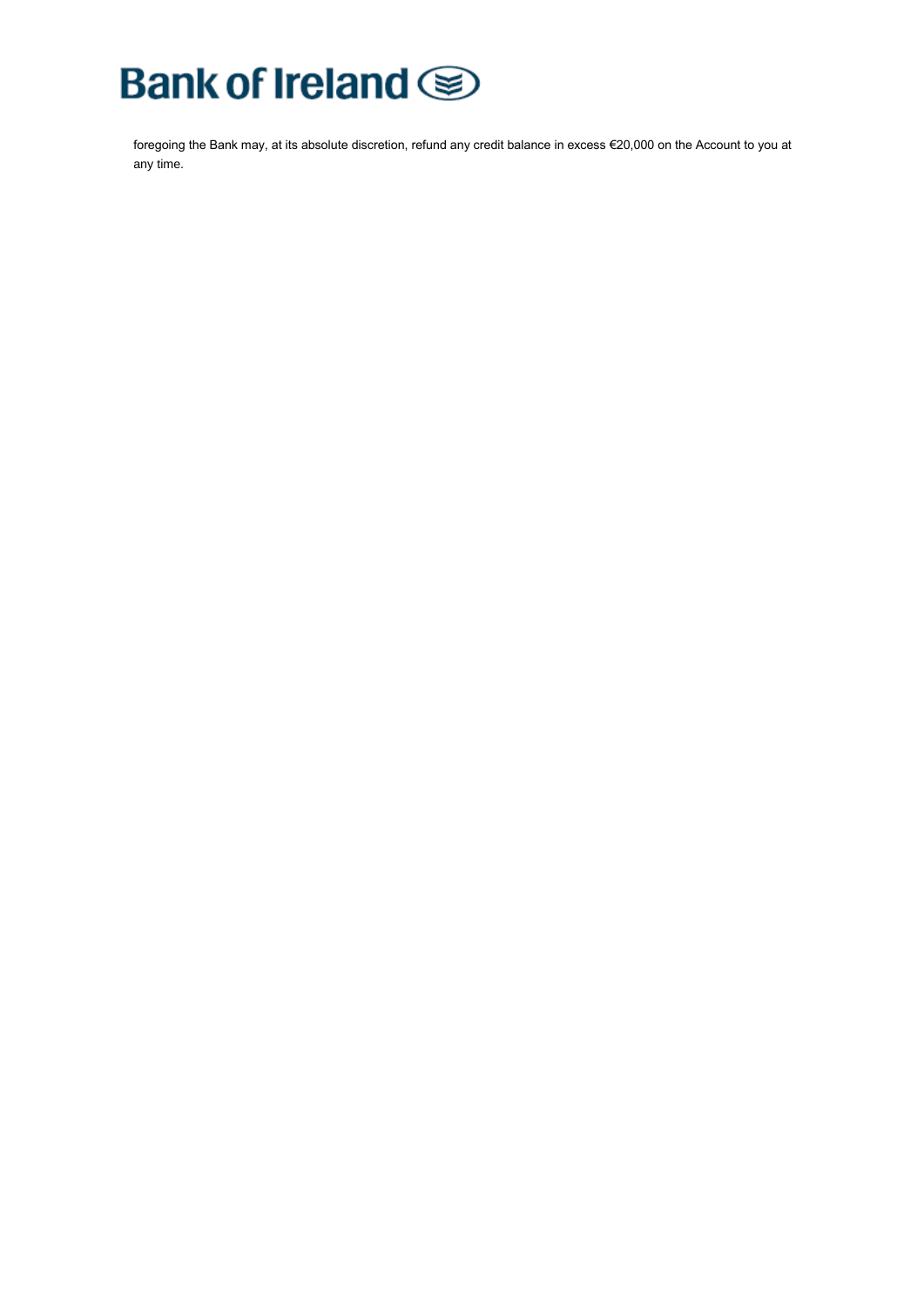foregoing the Bank may, at its absolute discretion, refund any credit balance in excess €20,000 on the Account to you at any time.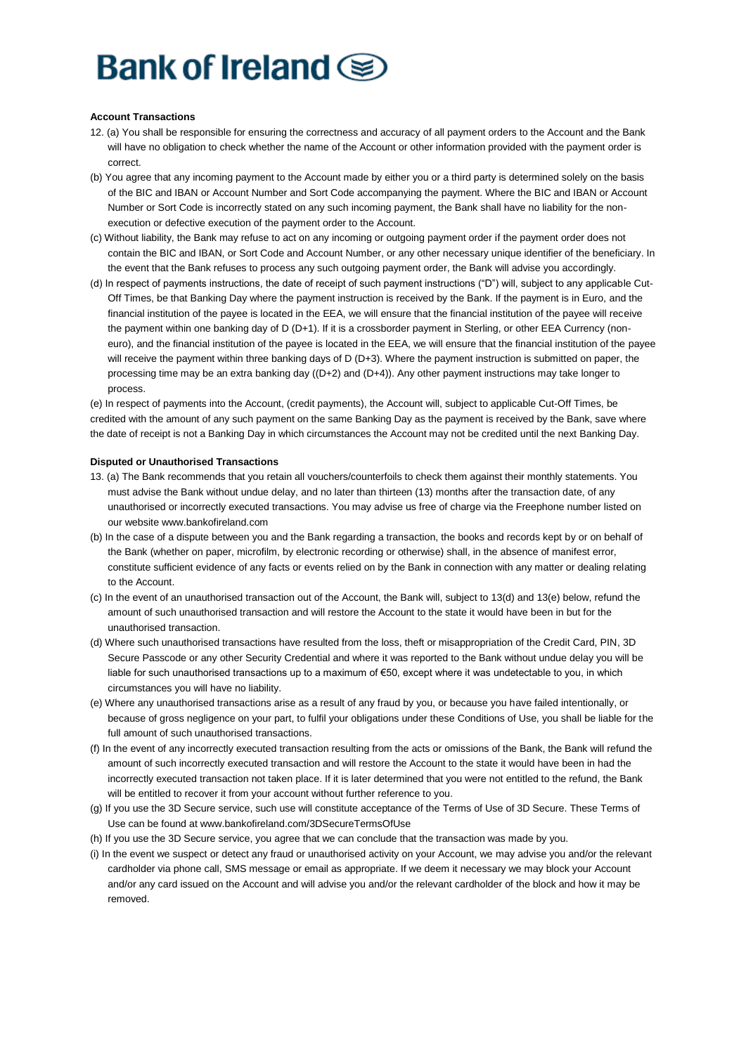**Account Transactions**

12. (a) You shall be responsible for ensuring the correctness and accuracy of all payment orders to the Account and the Bank will have no obligation to check whether the name of the Account or other information provided with the payment order is correct.

(b) You agree that any incoming payment to the Account made by either you or a third party is determined solely on the basis of the BIC and IBAN or Account Number and Sort Code accompanying the payment. Where the BIC and IBAN or Account Number or Sort Code is incorrectly stated on any such incoming payment, the Bank shall have no liability for the non-execution or defective execution of the payment order to the Account.

(c) Without liability, the Bank may refuse to act on any incoming or outgoing payment order if the payment order does not contain the BIC and IBAN, or Sort Code and Account Number, or any other necessary unique identifier of the beneficiary. In the event that the Bank refuses to process any such outgoing payment order, the Bank will advise you accordingly.

(d) In respect of payments instructions, the date of receipt of such payment instructions ("D") will, subject to any applicable Cut-Off Times, be that Banking Day where the payment instruction is received by the Bank. If the payment is in Euro, and the financial institution of the payee is located in the EEA, we will ensure that the financial institution of the payee will receive the payment within one banking day of D (D+1). If it is a crossborder payment in Sterling, or other EEA Currency (non-euro), and the financial institution of the payee is located in the EEA, we will ensure that the financial institution of the payee will receive the payment within three banking days of D (D+3). Where the payment instruction is submitted on paper, the processing time may be an extra banking day ((D+2) and (D+4)). Any other payment instructions may take longer to process.

(e) In respect of payments into the Account, (credit payments), the Account will, subject to applicable Cut-Off Times, be credited with the amount of any such payment on the same Banking Day as the payment is received by the Bank, save where the date of receipt is not a Banking Day in which circumstances the Account may not be credited until the next Banking Day.

**Disputed or Unauthorised Transactions**

13. (a) The Bank recommends that you retain all vouchers/counterfoils to check them against their monthly statements. You must advise the Bank without undue delay, and no later than thirteen (13) months after the transaction date, of any unauthorised or incorrectly executed transactions. You may advise us free of charge via the Freephone number listed on our website www.bankofireland.com

(b) In the case of a dispute between you and the Bank regarding a transaction, the books and records kept by or on behalf of the Bank (whether on paper, microfilm, by electronic recording or otherwise) shall, in the absence of manifest error, constitute sufficient evidence of any facts or events relied on by the Bank in connection with any matter or dealing relating to the Account.

(c) In the event of an unauthorised transaction out of the Account, the Bank will, subject to 13(d) and 13(e) below, refund the amount of such unauthorised transaction and will restore the Account to the state it would have been in but for the unauthorised transaction.

(d) Where such unauthorised transactions have resulted from the loss, theft or misappropriation of the Credit Card, PIN, 3D Secure Passcode or any other Security Credential and where it was reported to the Bank without undue delay you will be liable for such unauthorised transactions up to a maximum of €50, except where it was undetectable to you, in which circumstances you will have no liability.

(e) Where any unauthorised transactions arise as a result of any fraud by you, or because you have failed intentionally, or because of gross negligence on your part, to fulfil your obligations under these Conditions of Use, you shall be liable for the full amount of such unauthorised transactions.

(f) In the event of any incorrectly executed transaction resulting from the acts or omissions of the Bank, the Bank will refund the amount of such incorrectly executed transaction and will restore the Account to the state it would have been in had the incorrectly executed transaction not taken place. If it is later determined that you were not entitled to the refund, the Bank will be entitled to recover it from your account without further reference to you.

(g) If you use the 3D Secure service, such use will constitute acceptance of the Terms of Use of 3D Secure. These Terms of Use can be found at www.bankofireland.com/3DSecureTermsOfUse

(h) If you use the 3D Secure service, you agree that we can conclude that the transaction was made by you.

(i) In the event we suspect or detect any fraud or unauthorised activity on your Account, we may advise you and/or the relevant cardholder via phone call, SMS message or email as appropriate. If we deem it necessary we may block your Account and/or any card issued on the Account and will advise you and/or the relevant cardholder of the block and how it may be removed.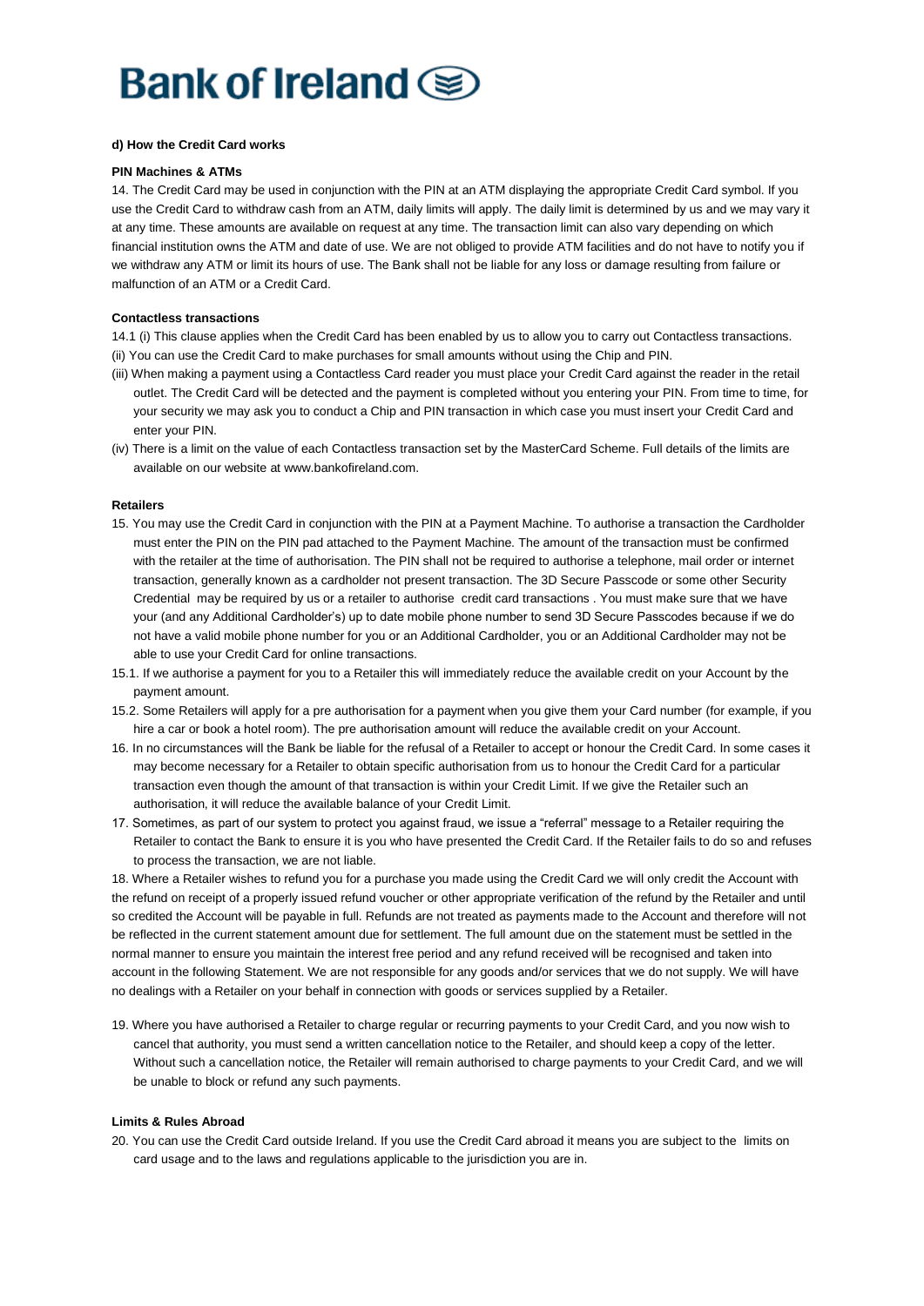**d) How the Credit Card works**

**PIN Machines & ATMs**

14. The Credit Card may be used in conjunction with the PIN at an ATM displaying the appropriate Credit Card symbol. If you use the Credit Card to withdraw cash from an ATM, daily limits will apply. The daily limit is determined by us and we may vary it at any time. These amounts are available on request at any time. The transaction limit can also vary depending on which financial institution owns the ATM and date of use. We are not obliged to provide ATM facilities and do not have to notify you if we withdraw any ATM or limit its hours of use. The Bank shall not be liable for any loss or damage resulting from failure or malfunction of an ATM or a Credit Card.

**Contactless transactions**

14.1 (i) This clause applies when the Credit Card has been enabled by us to allow you to carry out Contactless transactions.

(ii) You can use the Credit Card to make purchases for small amounts without using the Chip and PIN.

(iii) When making a payment using a Contactless Card reader you must place your Credit Card against the reader in the retail outlet. The Credit Card will be detected and the payment is completed without you entering your PIN. From time to time, for your security we may ask you to conduct a Chip and PIN transaction in which case you must insert your Credit Card and enter your PIN.

(iv) There is a limit on the value of each Contactless transaction set by the MasterCard Scheme. Full details of the limits are available on our website at www.bankofireland.com.

**Retailers**

15. You may use the Credit Card in conjunction with the PIN at a Payment Machine. To authorise a transaction the Cardholder must enter the PIN on the PIN pad attached to the Payment Machine. The amount of the transaction must be confirmed with the retailer at the time of authorisation. The PIN shall not be required to authorise a telephone, mail order or internet transaction, generally known as a cardholder not present transaction. The 3D Secure Passcode or some other Security Credential may be required by us or a retailer to authorise credit card transactions . You must make sure that we have your (and any Additional Cardholder's) up to date mobile phone number to send 3D Secure Passcodes because if we do not have a valid mobile phone number for you or an Additional Cardholder, you or an Additional Cardholder may not be able to use your Credit Card for online transactions.

15.1. If we authorise a payment for you to a Retailer this will immediately reduce the available credit on your Account by the payment amount.

15.2. Some Retailers will apply for a pre authorisation for a payment when you give them your Card number (for example, if you hire a car or book a hotel room). The pre authorisation amount will reduce the available credit on your Account.

16. In no circumstances will the Bank be liable for the refusal of a Retailer to accept or honour the Credit Card. In some cases it may become necessary for a Retailer to obtain specific authorisation from us to honour the Credit Card for a particular transaction even though the amount of that transaction is within your Credit Limit. If we give the Retailer such an authorisation, it will reduce the available balance of your Credit Limit.

17. Sometimes, as part of our system to protect you against fraud, we issue a "referral" message to a Retailer requiring the Retailer to contact the Bank to ensure it is you who have presented the Credit Card. If the Retailer fails to do so and refuses to process the transaction, we are not liable.

18. Where a Retailer wishes to refund you for a purchase you made using the Credit Card we will only credit the Account with the refund on receipt of a properly issued refund voucher or other appropriate verification of the refund by the Retailer and until so credited the Account will be payable in full. Refunds are not treated as payments made to the Account and therefore will not be reflected in the current statement amount due for settlement. The full amount due on the statement must be settled in the normal manner to ensure you maintain the interest free period and any refund received will be recognised and taken into account in the following Statement. We are not responsible for any goods and/or services that we do not supply. We will have no dealings with a Retailer on your behalf in connection with goods or services supplied by a Retailer.

19. Where you have authorised a Retailer to charge regular or recurring payments to your Credit Card, and you now wish to cancel that authority, you must send a written cancellation notice to the Retailer, and should keep a copy of the letter. Without such a cancellation notice, the Retailer will remain authorised to charge payments to your Credit Card, and we will be unable to block or refund any such payments.

**Limits & Rules Abroad**

20. You can use the Credit Card outside Ireland. If you use the Credit Card abroad it means you are subject to the limits on card usage and to the laws and regulations applicable to the jurisdiction you are in.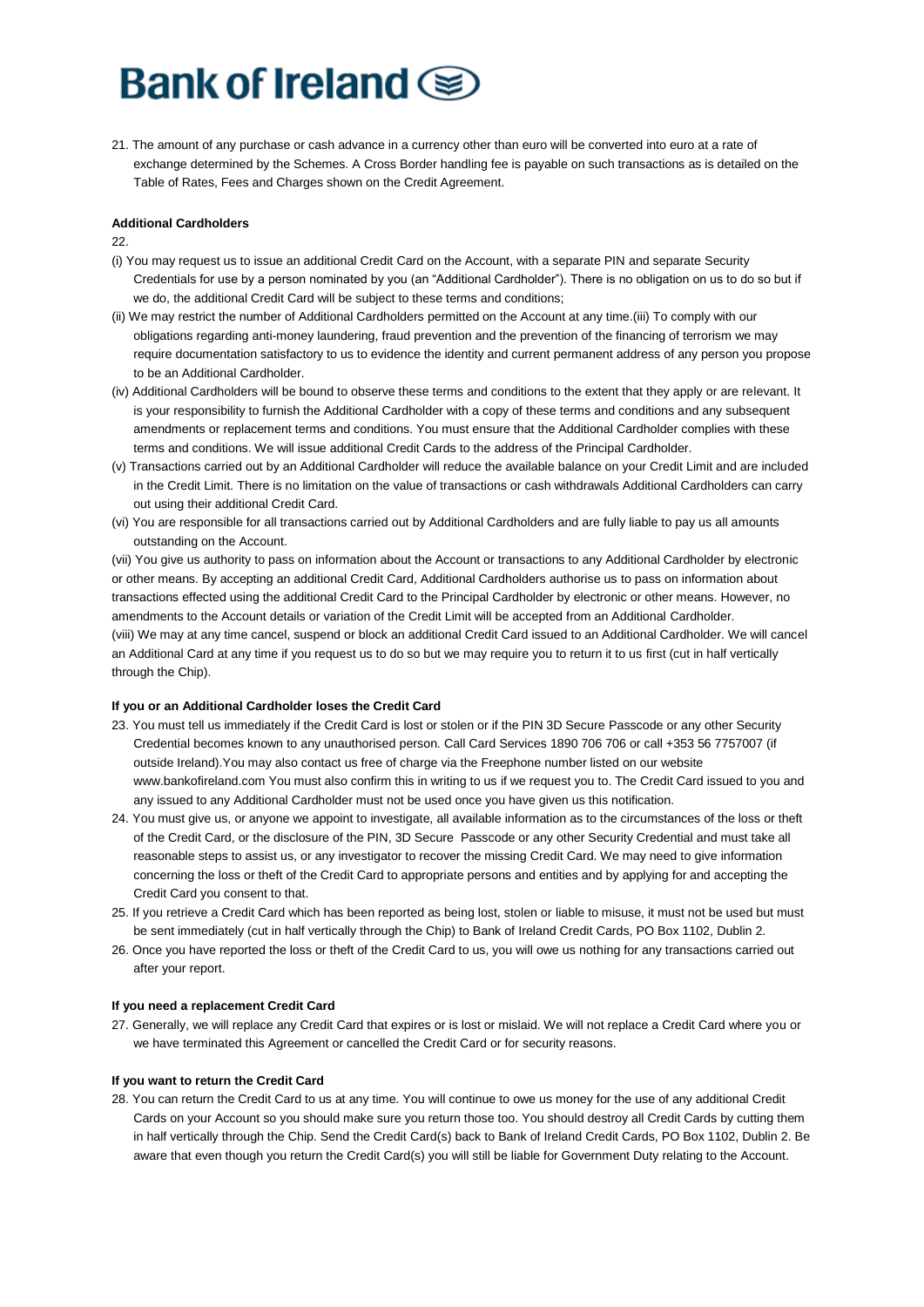21. The amount of any purchase or cash advance in a currency other than euro will be converted into euro at a rate of exchange determined by the Schemes. A Cross Border handling fee is payable on such transactions as is detailed on the Table of Rates, Fees and Charges shown on the Credit Agreement.

**Additional Cardholders**

22.

(i) You may request us to issue an additional Credit Card on the Account, with a separate PIN and separate Security Credentials for use by a person nominated by you (an "Additional Cardholder"). There is no obligation on us to do so but if we do, the additional Credit Card will be subject to these terms and conditions;

(ii) We may restrict the number of Additional Cardholders permitted on the Account at any time.(iii) To comply with our obligations regarding anti-money laundering, fraud prevention and the prevention of the financing of terrorism we may require documentation satisfactory to us to evidence the identity and current permanent address of any person you propose to be an Additional Cardholder.

(iv) Additional Cardholders will be bound to observe these terms and conditions to the extent that they apply or are relevant. It is your responsibility to furnish the Additional Cardholder with a copy of these terms and conditions and any subsequent amendments or replacement terms and conditions. You must ensure that the Additional Cardholder complies with these terms and conditions. We will issue additional Credit Cards to the address of the Principal Cardholder.

(v) Transactions carried out by an Additional Cardholder will reduce the available balance on your Credit Limit and are included in the Credit Limit. There is no limitation on the value of transactions or cash withdrawals Additional Cardholders can carry out using their additional Credit Card.

(vi) You are responsible for all transactions carried out by Additional Cardholders and are fully liable to pay us all amounts outstanding on the Account.

(vii) You give us authority to pass on information about the Account or transactions to any Additional Cardholder by electronic or other means. By accepting an additional Credit Card, Additional Cardholders authorise us to pass on information about transactions effected using the additional Credit Card to the Principal Cardholder by electronic or other means. However, no amendments to the Account details or variation of the Credit Limit will be accepted from an Additional Cardholder.

(viii) We may at any time cancel, suspend or block an additional Credit Card issued to an Additional Cardholder. We will cancel an Additional Card at any time if you request us to do so but we may require you to return it to us first (cut in half vertically through the Chip).

**If you or an Additional Cardholder loses the Credit Card**

23. You must tell us immediately if the Credit Card is lost or stolen or if the PIN 3D Secure Passcode or any other Security Credential becomes known to any unauthorised person. Call Card Services 1890 706 706 or call +353 56 7757007 (if outside Ireland).You may also contact us free of charge via the Freephone number listed on our website www.bankofireland.com You must also confirm this in writing to us if we request you to. The Credit Card issued to you and any issued to any Additional Cardholder must not be used once you have given us this notification.

24. You must give us, or anyone we appoint to investigate, all available information as to the circumstances of the loss or theft of the Credit Card, or the disclosure of the PIN, 3D Secure Passcode or any other Security Credential and must take all reasonable steps to assist us, or any investigator to recover the missing Credit Card. We may need to give information concerning the loss or theft of the Credit Card to appropriate persons and entities and by applying for and accepting the Credit Card you consent to that.

25. If you retrieve a Credit Card which has been reported as being lost, stolen or liable to misuse, it must not be used but must be sent immediately (cut in half vertically through the Chip) to Bank of Ireland Credit Cards, PO Box 1102, Dublin 2.

26. Once you have reported the loss or theft of the Credit Card to us, you will owe us nothing for any transactions carried out after your report.

**If you need a replacement Credit Card**

27. Generally, we will replace any Credit Card that expires or is lost or mislaid. We will not replace a Credit Card where you or we have terminated this Agreement or cancelled the Credit Card or for security reasons.

**If you want to return the Credit Card**

28. You can return the Credit Card to us at any time. You will continue to owe us money for the use of any additional Credit Cards on your Account so you should make sure you return those too. You should destroy all Credit Cards by cutting them in half vertically through the Chip. Send the Credit Card(s) back to Bank of Ireland Credit Cards, PO Box 1102, Dublin 2. Be aware that even though you return the Credit Card(s) you will still be liable for Government Duty relating to the Account.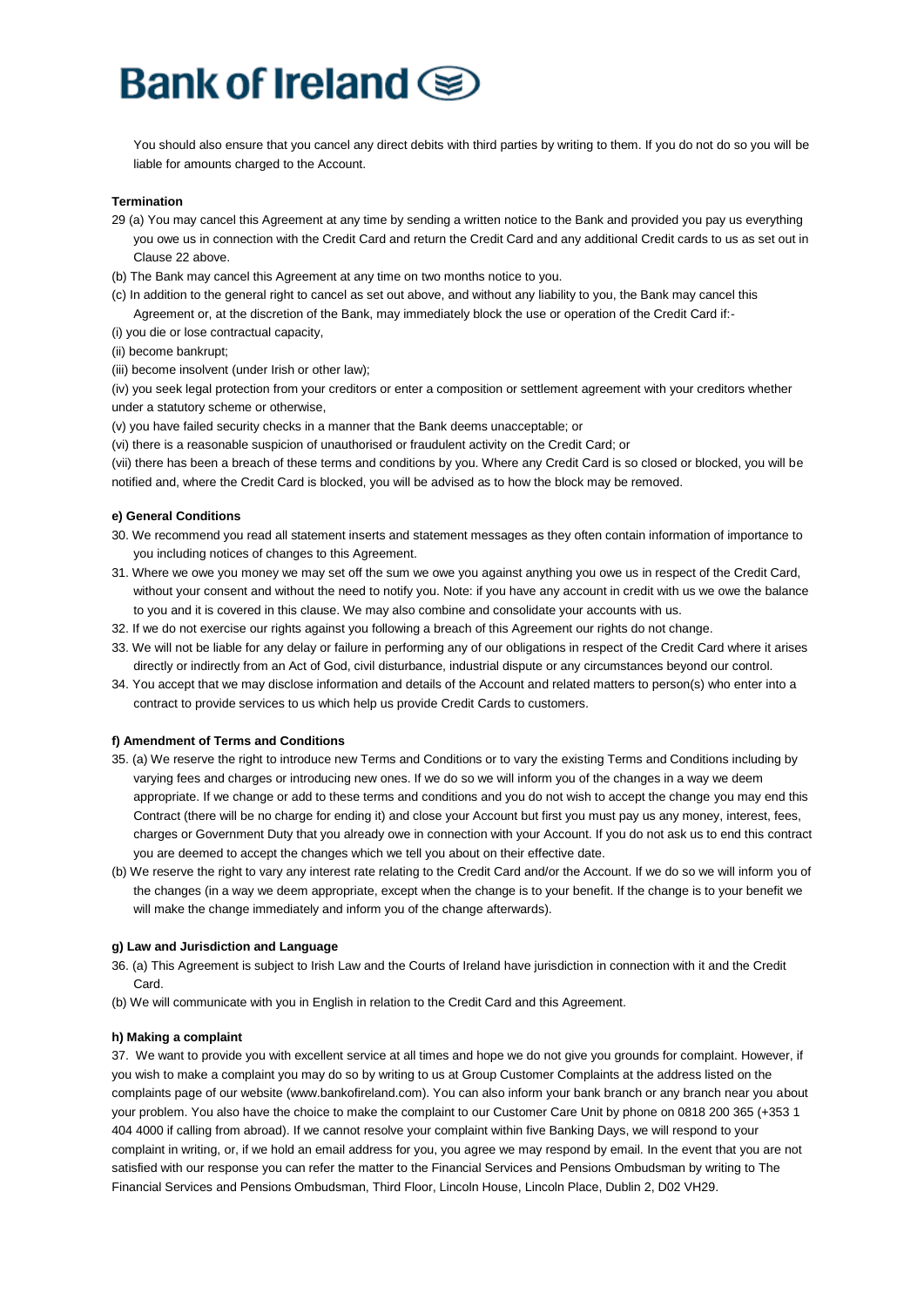You should also ensure that you cancel any direct debits with third parties by writing to them. If you do not do so you will be liable for amounts charged to the Account.

**Termination**

29 (a) You may cancel this Agreement at any time by sending a written notice to the Bank and provided you pay us everything you owe us in connection with the Credit Card and return the Credit Card and any additional Credit cards to us as set out in Clause 22 above.

(b) The Bank may cancel this Agreement at any time on two months notice to you.

(c) In addition to the general right to cancel as set out above, and without any liability to you, the Bank may cancel this Agreement or, at the discretion of the Bank, may immediately block the use or operation of the Credit Card if:-

(i) you die or lose contractual capacity,

(ii) become bankrupt;

(iii) become insolvent (under Irish or other law);

(iv) you seek legal protection from your creditors or enter a composition or settlement agreement with your creditors whether under a statutory scheme or otherwise,

(v) you have failed security checks in a manner that the Bank deems unacceptable; or

(vi) there is a reasonable suspicion of unauthorised or fraudulent activity on the Credit Card; or

(vii) there has been a breach of these terms and conditions by you. Where any Credit Card is so closed or blocked, you will be notified and, where the Credit Card is blocked, you will be advised as to how the block may be removed.

**e) General Conditions**

30. We recommend you read all statement inserts and statement messages as they often contain information of importance to you including notices of changes to this Agreement.

31. Where we owe you money we may set off the sum we owe you against anything you owe us in respect of the Credit Card, without your consent and without the need to notify you. Note: if you have any account in credit with us we owe the balance to you and it is covered in this clause. We may also combine and consolidate your accounts with us.

32. If we do not exercise our rights against you following a breach of this Agreement our rights do not change.

33. We will not be liable for any delay or failure in performing any of our obligations in respect of the Credit Card where it arises directly or indirectly from an Act of God, civil disturbance, industrial dispute or any circumstances beyond our control.

34. You accept that we may disclose information and details of the Account and related matters to person(s) who enter into a contract to provide services to us which help us provide Credit Cards to customers.

**f) Amendment of Terms and Conditions**

35. (a) We reserve the right to introduce new Terms and Conditions or to vary the existing Terms and Conditions including by varying fees and charges or introducing new ones. If we do so we will inform you of the changes in a way we deem appropriate. If we change or add to these terms and conditions and you do not wish to accept the change you may end this Contract (there will be no charge for ending it) and close your Account but first you must pay us any money, interest, fees, charges or Government Duty that you already owe in connection with your Account. If you do not ask us to end this contract you are deemed to accept the changes which we tell you about on their effective date.

(b) We reserve the right to vary any interest rate relating to the Credit Card and/or the Account. If we do so we will inform you of the changes (in a way we deem appropriate, except when the change is to your benefit. If the change is to your benefit we will make the change immediately and inform you of the change afterwards).

**g) Law and Jurisdiction and Language**

36. (a) This Agreement is subject to Irish Law and the Courts of Ireland have jurisdiction in connection with it and the Credit Card.

(b) We will communicate with you in English in relation to the Credit Card and this Agreement.

**h) Making a complaint**

37. We want to provide you with excellent service at all times and hope we do not give you grounds for complaint. However, if you wish to make a complaint you may do so by writing to us at Group Customer Complaints at the address listed on the complaints page of our website (www.bankofireland.com). You can also inform your bank branch or any branch near you about your problem. You also have the choice to make the complaint to our Customer Care Unit by phone on 0818 200 365 (+353 1 404 4000 if calling from abroad). If we cannot resolve your complaint within five Banking Days, we will respond to your complaint in writing, or, if we hold an email address for you, you agree we may respond by email. In the event that you are not satisfied with our response you can refer the matter to the Financial Services and Pensions Ombudsman by writing to The Financial Services and Pensions Ombudsman, Third Floor, Lincoln House, Lincoln Place, Dublin 2, D02 VH29.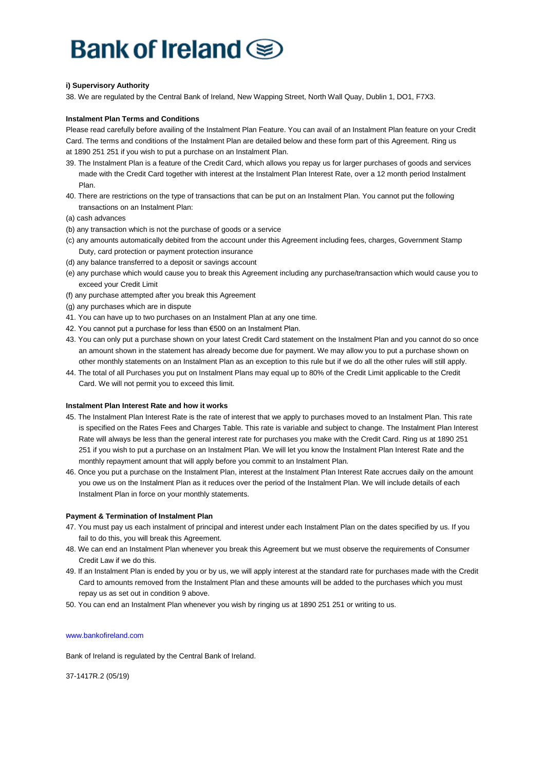# Bank of Ireland

**i) Supervisory Authority**

38. We are regulated by the Central Bank of Ireland, New Wapping Street, North Wall Quay, Dublin 1, DO1, F7X3.

**Instalment Plan Terms and Conditions**

Please read carefully before availing of the Instalment Plan Feature. You can avail of an Instalment Plan feature on your Credit Card. The terms and conditions of the Instalment Plan are detailed below and these form part of this Agreement. Ring us at 1890 251 251 if you wish to put a purchase on an Instalment Plan.

39. The Instalment Plan is a feature of the Credit Card, which allows you repay us for larger purchases of goods and services made with the Credit Card together with interest at the Instalment Plan Interest Rate, over a 12 month period Instalment Plan.
40. There are restrictions on the type of transactions that can be put on an Instalment Plan. You cannot put the following transactions on an Instalment Plan:

(a) cash advances

(b) any transaction which is not the purchase of goods or a service

(c) any amounts automatically debited from the account under this Agreement including fees, charges, Government Stamp Duty, card protection or payment protection insurance

(d) any balance transferred to a deposit or savings account

(e) any purchase which would cause you to break this Agreement including any purchase/transaction which would cause you to exceed your Credit Limit

(f) any purchase attempted after you break this Agreement

(g) any purchases which are in dispute

41. You can have up to two purchases on an Instalment Plan at any one time.
42. You cannot put a purchase for less than €500 on an Instalment Plan.
43. You can only put a purchase shown on your latest Credit Card statement on the Instalment Plan and you cannot do so once an amount shown in the statement has already become due for payment. We may allow you to put a purchase shown on other monthly statements on an Instalment Plan as an exception to this rule but if we do all the other rules will still apply.
44. The total of all Purchases you put on Instalment Plans may equal up to 80% of the Credit Limit applicable to the Credit Card. We will not permit you to exceed this limit.

**Instalment Plan Interest Rate and how it works**

45. The Instalment Plan Interest Rate is the rate of interest that we apply to purchases moved to an Instalment Plan. This rate is specified on the Rates Fees and Charges Table. This rate is variable and subject to change. The Instalment Plan Interest Rate will always be less than the general interest rate for purchases you make with the Credit Card. Ring us at 1890 251 251 if you wish to put a purchase on an Instalment Plan. We will let you know the Instalment Plan Interest Rate and the monthly repayment amount that will apply before you commit to an Instalment Plan.
46. Once you put a purchase on the Instalment Plan, interest at the Instalment Plan Interest Rate accrues daily on the amount you owe us on the Instalment Plan as it reduces over the period of the Instalment Plan. We will include details of each Instalment Plan in force on your monthly statements.

**Payment & Termination of Instalment Plan**

47. You must pay us each instalment of principal and interest under each Instalment Plan on the dates specified by us. If you fail to do this, you will break this Agreement.
48. We can end an Instalment Plan whenever you break this Agreement but we must observe the requirements of Consumer Credit Law if we do this.
49. If an Instalment Plan is ended by you or by us, we will apply interest at the standard rate for purchases made with the Credit Card to amounts removed from the Instalment Plan and these amounts will be added to the purchases which you must repay us as set out in condition 9 above.
50. You can end an Instalment Plan whenever you wish by ringing us at 1890 251 251 or writing to us.

www.bankofireland.com

Bank of Ireland is regulated by the Central Bank of Ireland.

37-1417R.2 (05/19)